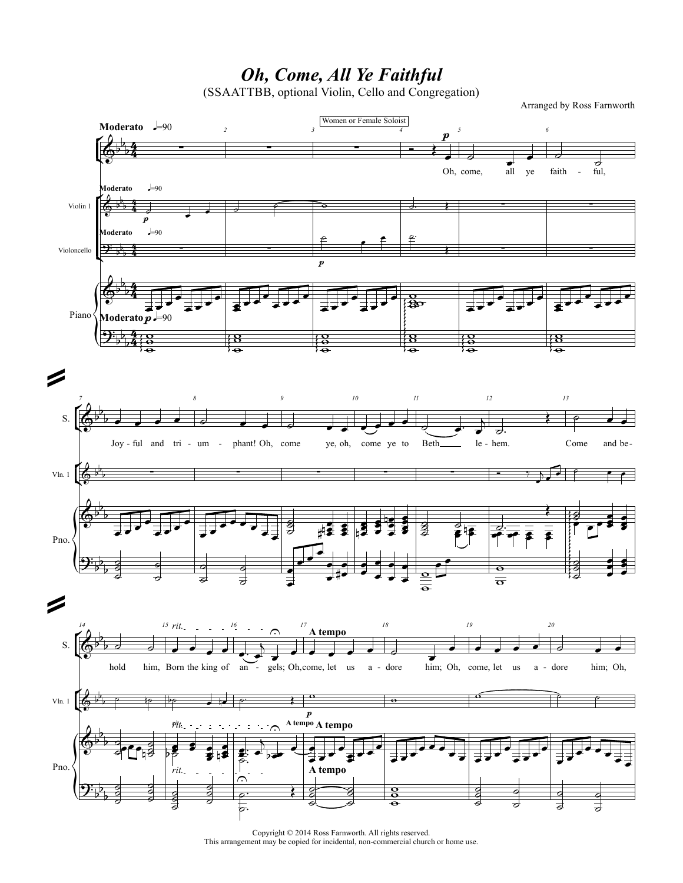# *Oh, Come, All Ye Faithful*

(SSAATTBB, optional Violin, Cello and Congregation)

Arranged by Ross Farnworth

Copyright © 2014 Ross Farnworth. All rights reserved.
This arrangement may be copied for incidental, non-commercial church or home use.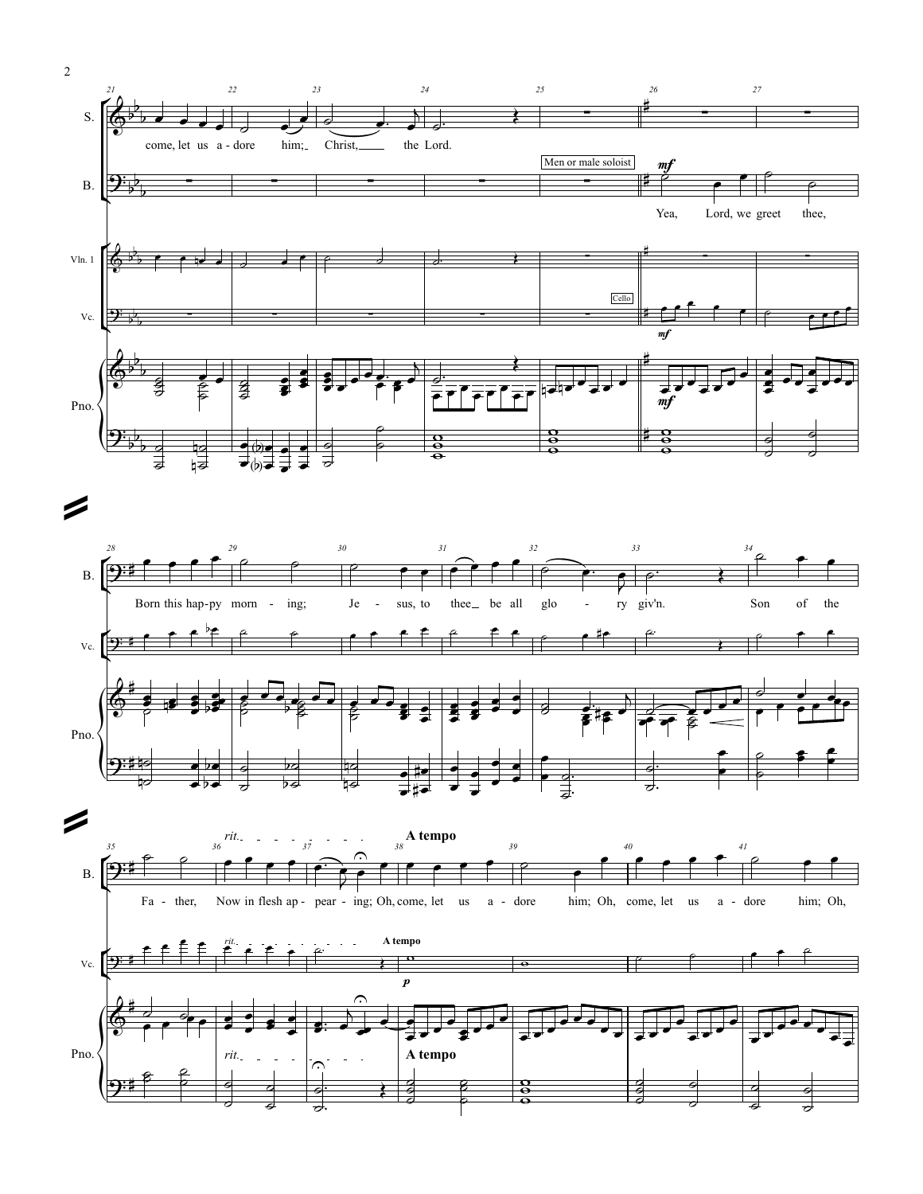S.

come, let us a - dore him; Christ, the Lord.

B.

Men or male soloist

*mf*

Yea, Lord, we greet thee,

Vln. 1

Vc.

Cello

*mf*

Pno.

*mf*

B.

Born this hap - py morn - ing; Je - sus, to thee be all glo - ry giv'n. Son of the

Vc.

Pno.

B.

*rit.*

**A tempo**

Fa - ther, Now in flesh ap - pear - ing; Oh, come, let us a - dore him; Oh, come, let us a - dore him; Oh,

Vc.

*rit.*

**A tempo**

*p*

Pno.

*rit.*

**A tempo**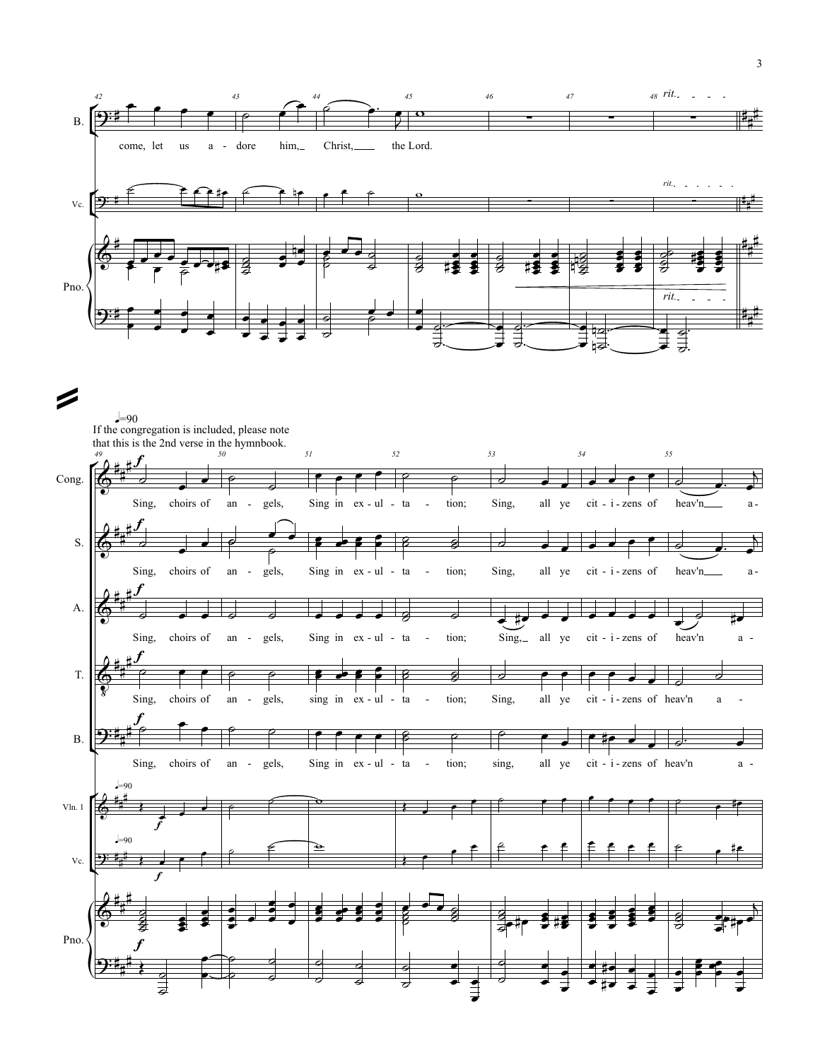♩=90

If the congregation is included, please note that this is the 2nd verse in the hymnbook.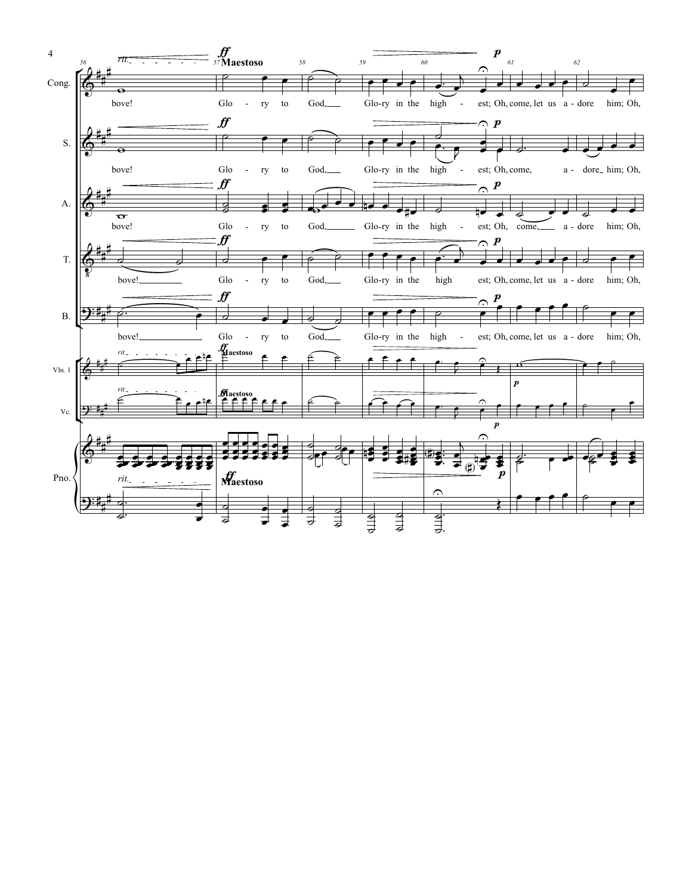**Maestoso**

Cong.: bove! Glo - ry to God, Glo-ry in the high - est; Oh, come, let us a - dore him; Oh,

S.: bove! Glo - ry to God, Glo-ry in the high - est; Oh, come, a - dore him; Oh,

A.: bove! Glo - ry to God, Glo-ry in the high - est; Oh, come, a - dore him; Oh,

T.: bove! Glo - ry to God, Glo-ry in the high est; Oh, come, let us a - dore him; Oh,

B.: bove! Glo - ry to God, Glo-ry in the high - est; Oh, come, let us a - dore him; Oh,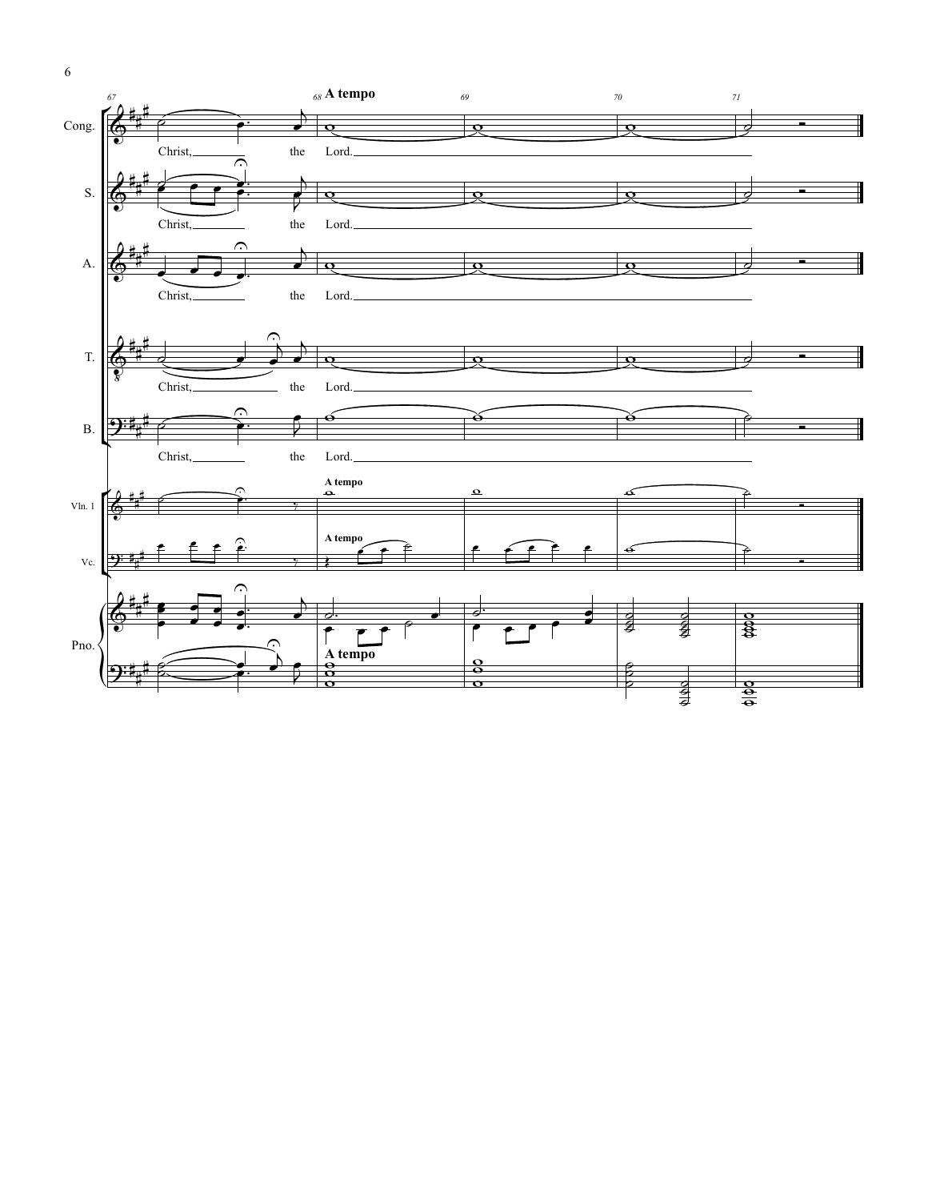67 68 **A tempo** 69 70 71

Cong.

Christ, the Lord.

S.

Christ, the Lord.

A.

Christ, the Lord.

T.

Christ, the Lord.

B.

Christ, the Lord.

Vln. 1

**A tempo**

Vc.

**A tempo**

Pno.

**A tempo**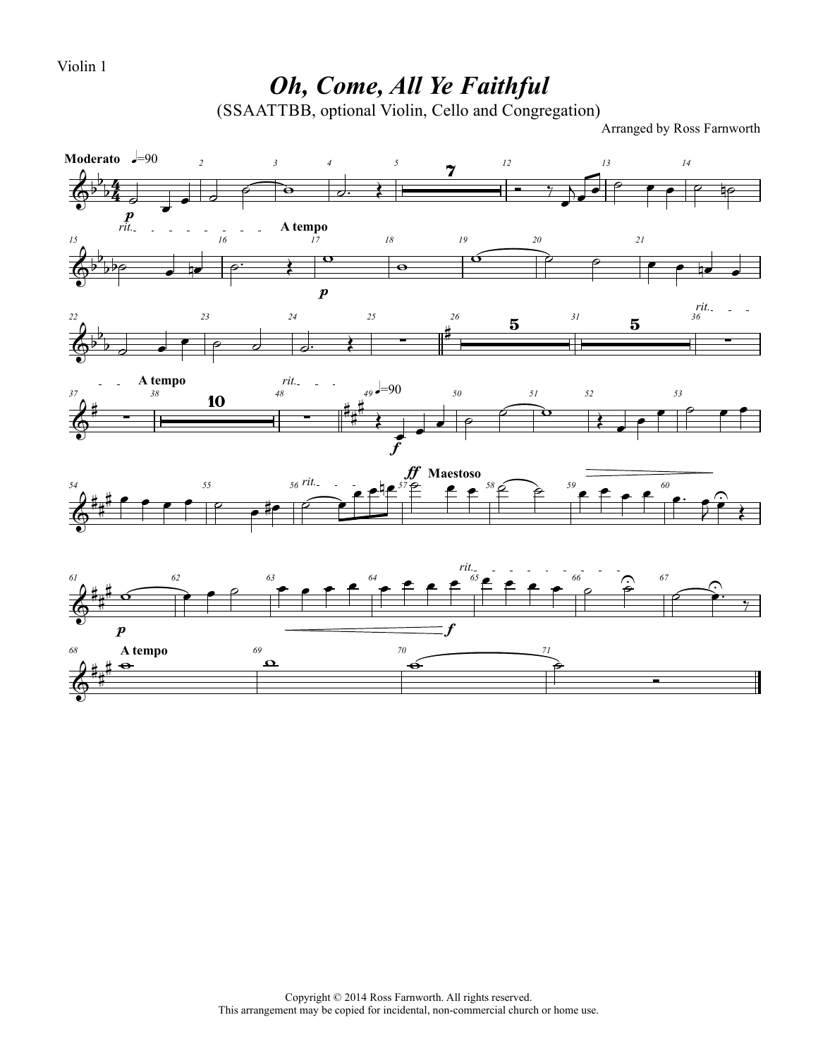Violin 1

# *Oh, Come, All Ye Faithful*

(SSAATTBB, optional Violin, Cello and Congregation)

Arranged by Ross Farnworth

Copyright © 2014 Ross Farnworth. All rights reserved.
This arrangement may be copied for incidental, non-commercial church or home use.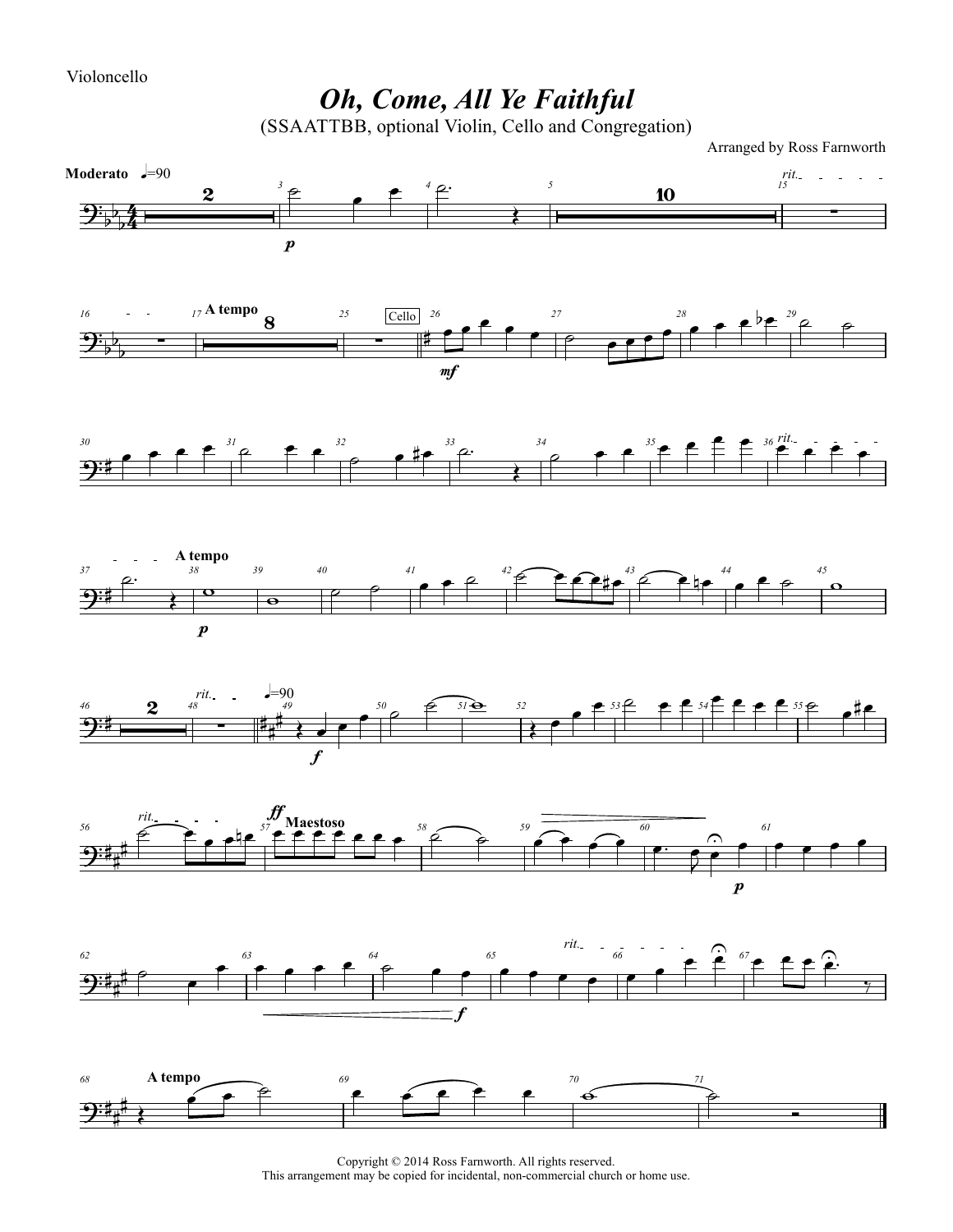Violoncello

# *Oh, Come, All Ye Faithful*

(SSAATTBB, optional Violin, Cello and Congregation)

Arranged by Ross Farnworth

Copyright © 2014 Ross Farnworth. All rights reserved.
This arrangement may be copied for incidental, non-commercial church or home use.